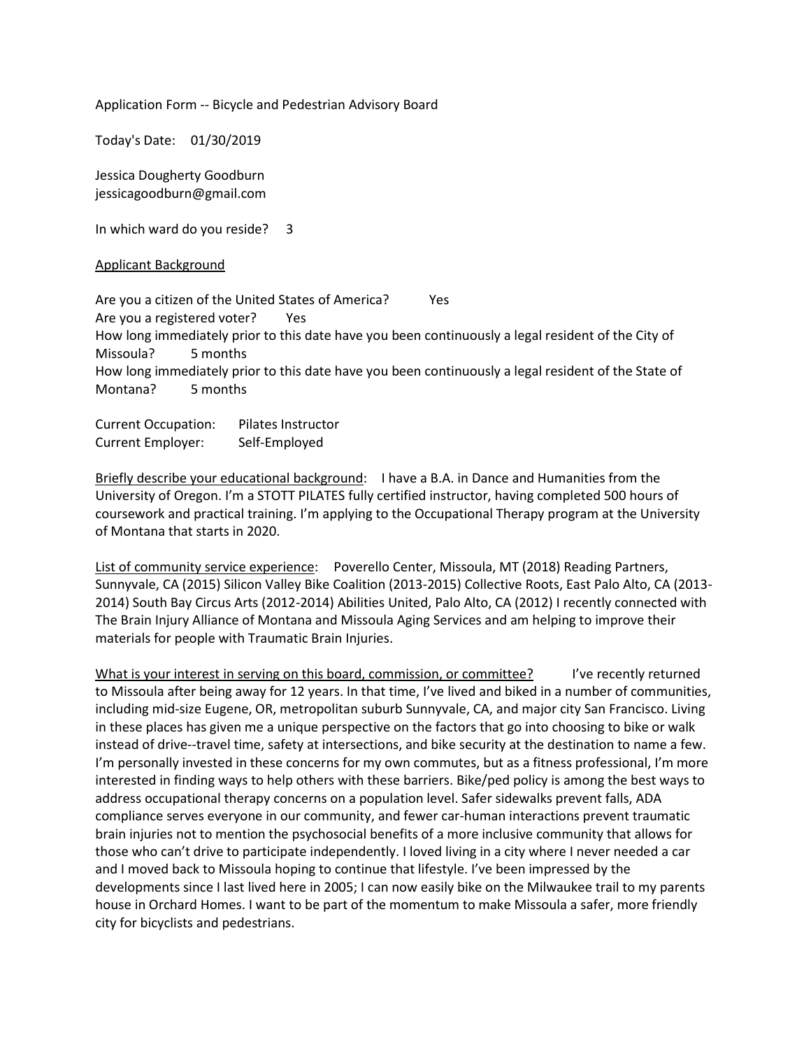Application Form -- Bicycle and Pedestrian Advisory Board

Today's Date: 01/30/2019

Jessica Dougherty Goodburn
jessicagoodburn@gmail.com

In which ward do you reside? 3

<u>Applicant Background</u>

Are you a citizen of the United States of America? Yes
Are you a registered voter? Yes
How long immediately prior to this date have you been continuously a legal resident of the City of Missoula? 5 months
How long immediately prior to this date have you been continuously a legal resident of the State of Montana? 5 months

Current Occupation: Pilates Instructor
Current Employer: Self-Employed

<u>Briefly describe your educational background</u>: I have a B.A. in Dance and Humanities from the University of Oregon. I'm a STOTT PILATES fully certified instructor, having completed 500 hours of coursework and practical training. I'm applying to the Occupational Therapy program at the University of Montana that starts in 2020.

<u>List of community service experience</u>: Poverello Center, Missoula, MT (2018) Reading Partners, Sunnyvale, CA (2015) Silicon Valley Bike Coalition (2013-2015) Collective Roots, East Palo Alto, CA (2013-2014) South Bay Circus Arts (2012-2014) Abilities United, Palo Alto, CA (2012) I recently connected with The Brain Injury Alliance of Montana and Missoula Aging Services and am helping to improve their materials for people with Traumatic Brain Injuries.

<u>What is your interest in serving on this board, commission, or committee?</u> I've recently returned to Missoula after being away for 12 years. In that time, I've lived and biked in a number of communities, including mid-size Eugene, OR, metropolitan suburb Sunnyvale, CA, and major city San Francisco. Living in these places has given me a unique perspective on the factors that go into choosing to bike or walk instead of drive--travel time, safety at intersections, and bike security at the destination to name a few. I'm personally invested in these concerns for my own commutes, but as a fitness professional, I'm more interested in finding ways to help others with these barriers. Bike/ped policy is among the best ways to address occupational therapy concerns on a population level. Safer sidewalks prevent falls, ADA compliance serves everyone in our community, and fewer car-human interactions prevent traumatic brain injuries not to mention the psychosocial benefits of a more inclusive community that allows for those who can't drive to participate independently. I loved living in a city where I never needed a car and I moved back to Missoula hoping to continue that lifestyle. I've been impressed by the developments since I last lived here in 2005; I can now easily bike on the Milwaukee trail to my parents house in Orchard Homes. I want to be part of the momentum to make Missoula a safer, more friendly city for bicyclists and pedestrians.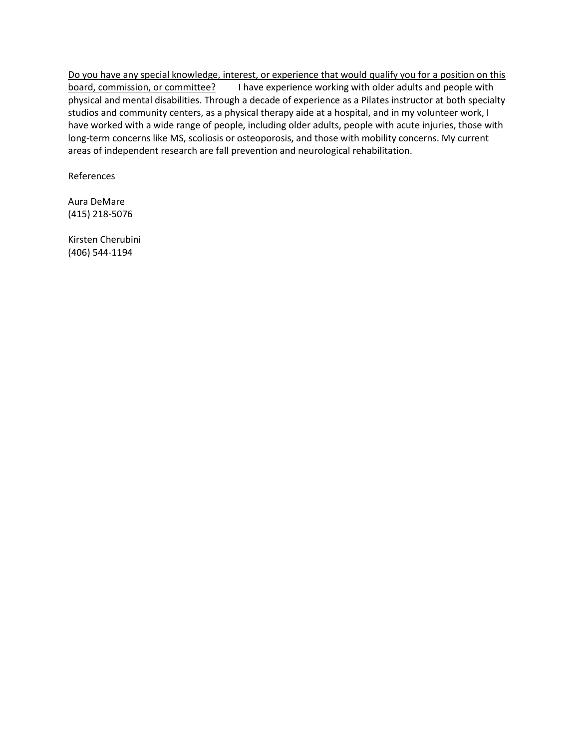<u>Do you have any special knowledge, interest, or experience that would qualify you for a position on this board, commission, or committee?</u> I have experience working with older adults and people with physical and mental disabilities. Through a decade of experience as a Pilates instructor at both specialty studios and community centers, as a physical therapy aide at a hospital, and in my volunteer work, I have worked with a wide range of people, including older adults, people with acute injuries, those with long-term concerns like MS, scoliosis or osteoporosis, and those with mobility concerns. My current areas of independent research are fall prevention and neurological rehabilitation.

<u>References</u>

Aura DeMare
(415) 218-5076

Kirsten Cherubini
(406) 544-1194